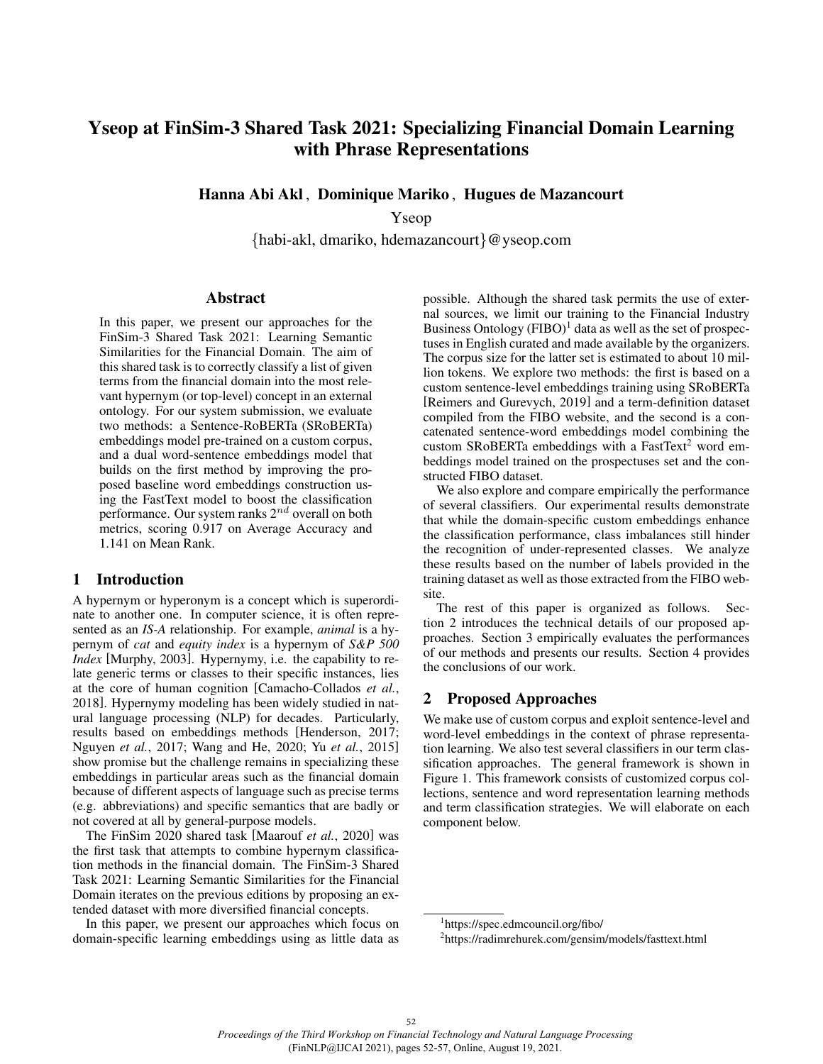# Yseop at FinSim-3 Shared Task 2021: Specializing Financial Domain Learning with Phrase Representations

**Hanna Abi Akl , Dominique Mariko , Hugues de Mazancourt**

Yseop

{habi-akl, dmariko, hdemazancourt}@yseop.com

## Abstract

In this paper, we present our approaches for the FinSim-3 Shared Task 2021: Learning Semantic Similarities for the Financial Domain. The aim of this shared task is to correctly classify a list of given terms from the financial domain into the most relevant hypernym (or top-level) concept in an external ontology. For our system submission, we evaluate two methods: a Sentence-RoBERTa (SRoBERTa) embeddings model pre-trained on a custom corpus, and a dual word-sentence embeddings model that builds on the first method by improving the proposed baseline word embeddings construction using the FastText model to boost the classification performance. Our system ranks $2^{nd}$ overall on both metrics, scoring 0.917 on Average Accuracy and 1.141 on Mean Rank.

## 1 Introduction

A hypernym or hyperonym is a concept which is superordinate to another one. In computer science, it is often represented as an *IS-A* relationship. For example, *animal* is a hypernym of *cat* and *equity index* is a hypernym of *S&P 500 Index* [Murphy, 2003]. Hypernymy, i.e. the capability to relate generic terms or classes to their specific instances, lies at the core of human cognition [Camacho-Collados *et al.*, 2018]. Hypernymy modeling has been widely studied in natural language processing (NLP) for decades. Particularly, results based on embeddings methods [Henderson, 2017; Nguyen *et al.*, 2017; Wang and He, 2020; Yu *et al.*, 2015] show promise but the challenge remains in specializing these embeddings in particular areas such as the financial domain because of different aspects of language such as precise terms (e.g. abbreviations) and specific semantics that are badly or not covered at all by general-purpose models.

The FinSim 2020 shared task [Maarouf *et al.*, 2020] was the first task that attempts to combine hypernym classification methods in the financial domain. The FinSim-3 Shared Task 2021: Learning Semantic Similarities for the Financial Domain iterates on the previous editions by proposing an extended dataset with more diversified financial concepts.

In this paper, we present our approaches which focus on domain-specific learning embeddings using as little data as possible. Although the shared task permits the use of external sources, we limit our training to the Financial Industry Business Ontology (FIBO)[1] data as well as the set of prospectuses in English curated and made available by the organizers. The corpus size for the latter set is estimated to about 10 million tokens. We explore two methods: the first is based on a custom sentence-level embeddings training using SRoBERTa [Reimers and Gurevych, 2019] and a term-definition dataset compiled from the FIBO website, and the second is a concatenated sentence-word embeddings model combining the custom SRoBERTa embeddings with a FastText[2] word embeddings model trained on the prospectuses set and the constructed FIBO dataset.

We also explore and compare empirically the performance of several classifiers. Our experimental results demonstrate that while the domain-specific custom embeddings enhance the classification performance, class imbalances still hinder the recognition of under-represented classes. We analyze these results based on the number of labels provided in the training dataset as well as those extracted from the FIBO website.

The rest of this paper is organized as follows. Section 2 introduces the technical details of our proposed approaches. Section 3 empirically evaluates the performances of our methods and presents our results. Section 4 provides the conclusions of our work.

## 2 Proposed Approaches

We make use of custom corpus and exploit sentence-level and word-level embeddings in the context of phrase representation learning. We also test several classifiers in our term classification approaches. The general framework is shown in Figure 1. This framework consists of customized corpus collections, sentence and word representation learning methods and term classification strategies. We will elaborate on each component below.

[1]https://spec.edmcouncil.org/fibo/

[2]https://radimrehurek.com/gensim/models/fasttext.html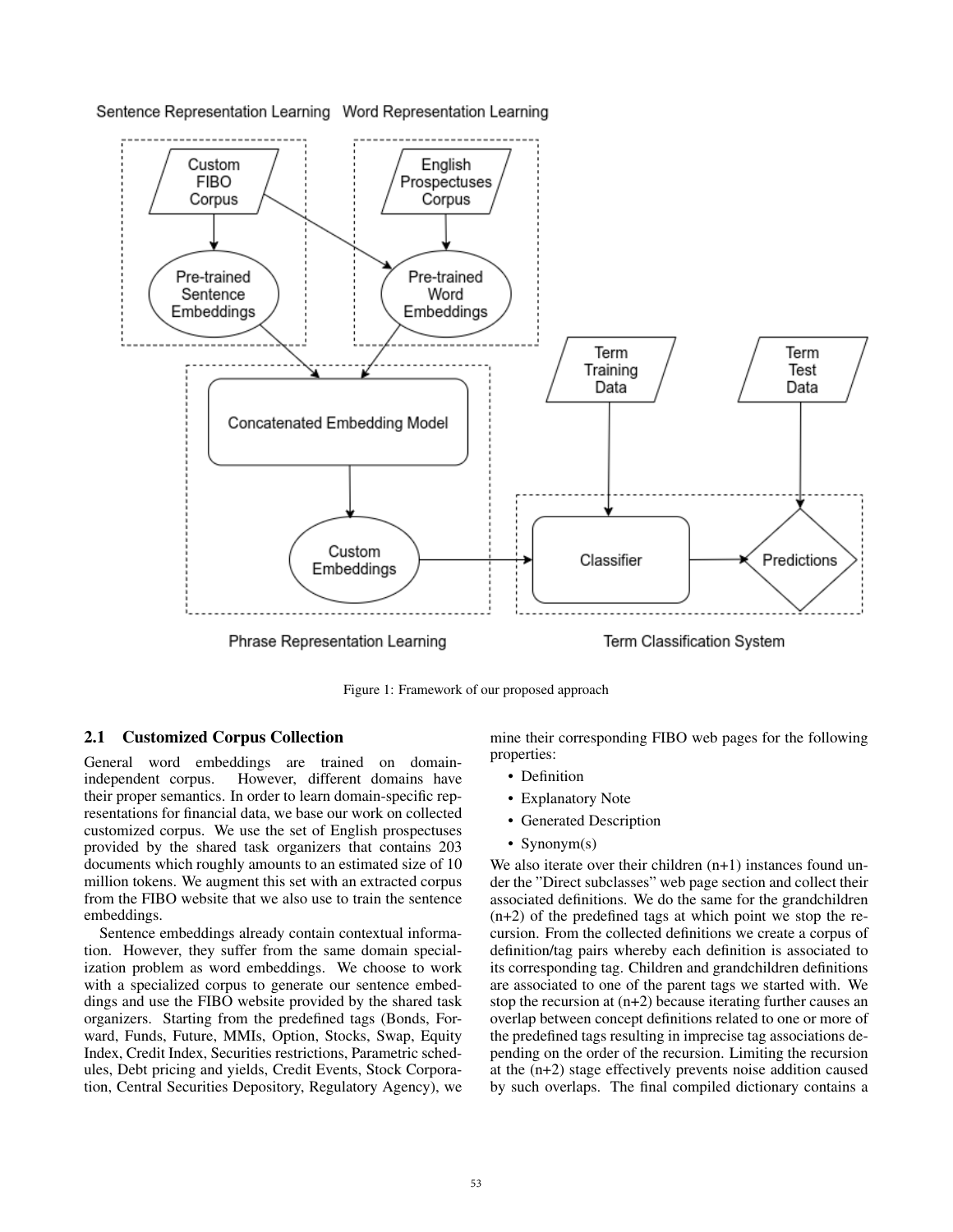Figure 1: Framework of our proposed approach

### 2.1 Customized Corpus Collection

General word embeddings are trained on domain-independent corpus. However, different domains have their proper semantics. In order to learn domain-specific representations for financial data, we base our work on collected customized corpus. We use the set of English prospectuses provided by the shared task organizers that contains 203 documents which roughly amounts to an estimated size of 10 million tokens. We augment this set with an extracted corpus from the FIBO website that we also use to train the sentence embeddings.

Sentence embeddings already contain contextual information. However, they suffer from the same domain specialization problem as word embeddings. We choose to work with a specialized corpus to generate our sentence embeddings and use the FIBO website provided by the shared task organizers. Starting from the predefined tags (Bonds, Forward, Funds, Future, MMIs, Option, Stocks, Swap, Equity Index, Credit Index, Securities restrictions, Parametric schedules, Debt pricing and yields, Credit Events, Stock Corporation, Central Securities Depository, Regulatory Agency), we mine their corresponding FIBO web pages for the following properties:

- Definition
- Explanatory Note
- Generated Description
- Synonym(s)

We also iterate over their children (n+1) instances found under the "Direct subclasses" web page section and collect their associated definitions. We do the same for the grandchildren (n+2) of the predefined tags at which point we stop the recursion. From the collected definitions we create a corpus of definition/tag pairs whereby each definition is associated to its corresponding tag. Children and grandchildren definitions are associated to one of the parent tags we started with. We stop the recursion at (n+2) because iterating further causes an overlap between concept definitions related to one or more of the predefined tags resulting in imprecise tag associations depending on the order of the recursion. Limiting the recursion at the (n+2) stage effectively prevents noise addition caused by such overlaps. The final compiled dictionary contains a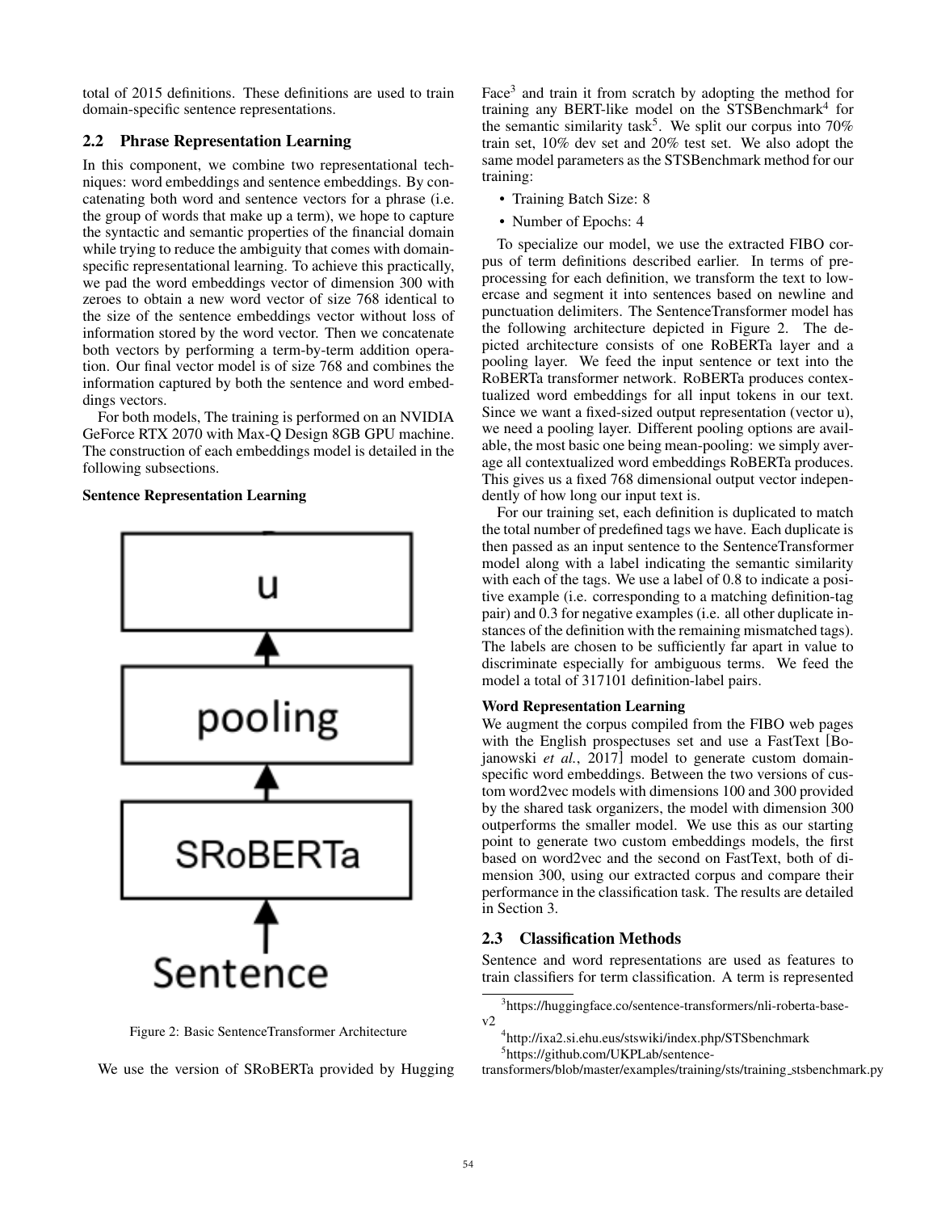total of 2015 definitions. These definitions are used to train domain-specific sentence representations.

## 2.2 Phrase Representation Learning

In this component, we combine two representational techniques: word embeddings and sentence embeddings. By concatenating both word and sentence vectors for a phrase (i.e. the group of words that make up a term), we hope to capture the syntactic and semantic properties of the financial domain while trying to reduce the ambiguity that comes with domain-specific representational learning. To achieve this practically, we pad the word embeddings vector of dimension 300 with zeroes to obtain a new word vector of size 768 identical to the size of the sentence embeddings vector without loss of information stored by the word vector. Then we concatenate both vectors by performing a term-by-term addition operation. Our final vector model is of size 768 and combines the information captured by both the sentence and word embeddings vectors.

For both models, The training is performed on an NVIDIA GeForce RTX 2070 with Max-Q Design 8GB GPU machine. The construction of each embeddings model is detailed in the following subsections.

**Sentence Representation Learning**

Figure 2: Basic SentenceTransformer Architecture

We use the version of SRoBERTa provided by Hugging Face[3] and train it from scratch by adopting the method for training any BERT-like model on the STSBenchmark[4] for the semantic similarity task[5]. We split our corpus into 70% train set, 10% dev set and 20% test set. We also adopt the same model parameters as the STSBenchmark method for our training:

- Training Batch Size: 8
- Number of Epochs: 4

To specialize our model, we use the extracted FIBO corpus of term definitions described earlier. In terms of preprocessing for each definition, we transform the text to lowercase and segment it into sentences based on newline and punctuation delimiters. The SentenceTransformer model has the following architecture depicted in Figure 2. The depicted architecture consists of one RoBERTa layer and a pooling layer. We feed the input sentence or text into the RoBERTa transformer network. RoBERTa produces contextualized word embeddings for all input tokens in our text. Since we want a fixed-sized output representation (vector u), we need a pooling layer. Different pooling options are available, the most basic one being mean-pooling: we simply average all contextualized word embeddings RoBERTa produces. This gives us a fixed 768 dimensional output vector independently of how long our input text is.

For our training set, each definition is duplicated to match the total number of predefined tags we have. Each duplicate is then passed as an input sentence to the SentenceTransformer model along with a label indicating the semantic similarity with each of the tags. We use a label of 0.8 to indicate a positive example (i.e. corresponding to a matching definition-tag pair) and 0.3 for negative examples (i.e. all other duplicate instances of the definition with the remaining mismatched tags). The labels are chosen to be sufficiently far apart in value to discriminate especially for ambiguous terms. We feed the model a total of 317101 definition-label pairs.

**Word Representation Learning**

We augment the corpus compiled from the FIBO web pages with the English prospectuses set and use a FastText [Bojanowski *et al.*, 2017] model to generate custom domain-specific word embeddings. Between the two versions of custom word2vec models with dimensions 100 and 300 provided by the shared task organizers, the model with dimension 300 outperforms the smaller model. We use this as our starting point to generate two custom embeddings models, the first based on word2vec and the second on FastText, both of dimension 300, using our extracted corpus and compare their performance in the classification task. The results are detailed in Section 3.

## 2.3 Classification Methods

Sentence and word representations are used as features to train classifiers for term classification. A term is represented

[3] https://huggingface.co/sentence-transformers/nli-roberta-base-v2

[4] http://ixa2.si.ehu.eus/stswiki/index.php/STSbenchmark

[5] https://github.com/UKPLab/sentence-transformers/blob/master/examples/training/sts/training_stsbenchmark.py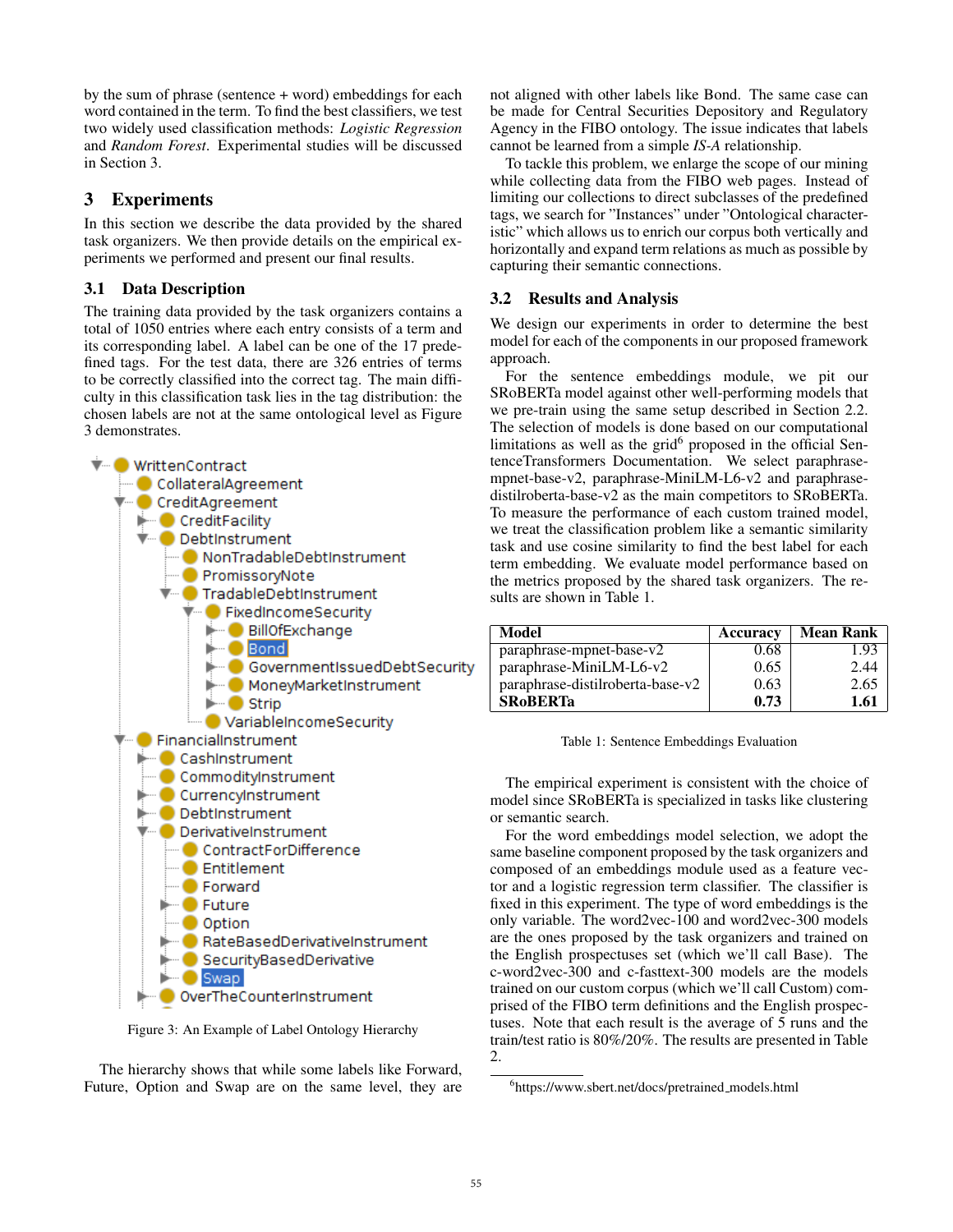by the sum of phrase (sentence + word) embeddings for each word contained in the term. To find the best classifiers, we test two widely used classification methods: *Logistic Regression* and *Random Forest*. Experimental studies will be discussed in Section 3.

## 3 Experiments

In this section we describe the data provided by the shared task organizers. We then provide details on the empirical experiments we performed and present our final results.

### 3.1 Data Description

The training data provided by the task organizers contains a total of 1050 entries where each entry consists of a term and its corresponding label. A label can be one of the 17 predefined tags. For the test data, there are 326 entries of terms to be correctly classified into the correct tag. The main difficulty in this classification task lies in the tag distribution: the chosen labels are not at the same ontological level as Figure 3 demonstrates.

- WrittenContract
  - CollateralAgreement
  - CreditAgreement
    - CreditFacility
    - DebtInstrument
      - NonTradableDebtInstrument
      - PromissoryNote
      - TradableDebtInstrument
        - FixedIncomeSecurity
          - BillOfExchange
          - Bond
          - GovernmentIssuedDebtSecurity
          - MoneyMarketInstrument
          - Strip
        - VariableIncomeSecurity
  - FinancialInstrument
    - CashInstrument
    - CommodityInstrument
    - CurrencyInstrument
    - DebtInstrument
    - DerivativeInstrument
      - ContractForDifference
      - Entitlement
      - Forward
      - Future
      - Option
      - RateBasedDerivativeInstrument
      - SecurityBasedDerivative
      - Swap
    - OverTheCounterInstrument

Figure 3: An Example of Label Ontology Hierarchy

The hierarchy shows that while some labels like Forward, Future, Option and Swap are on the same level, they are not aligned with other labels like Bond. The same case can be made for Central Securities Depository and Regulatory Agency in the FIBO ontology. The issue indicates that labels cannot be learned from a simple *IS-A* relationship.

To tackle this problem, we enlarge the scope of our mining while collecting data from the FIBO web pages. Instead of limiting our collections to direct subclasses of the predefined tags, we search for "Instances" under "Ontological characteristic" which allows us to enrich our corpus both vertically and horizontally and expand term relations as much as possible by capturing their semantic connections.

### 3.2 Results and Analysis

We design our experiments in order to determine the best model for each of the components in our proposed framework approach.

For the sentence embeddings module, we pit our SRoBERTa model against other well-performing models that we pre-train using the same setup described in Section 2.2. The selection of models is done based on our computational limitations as well as the grid[6] proposed in the official SentenceTransformers Documentation. We select paraphrase-mpnet-base-v2, paraphrase-MiniLM-L6-v2 and paraphrase-distilroberta-base-v2 as the main competitors to SRoBERTa. To measure the performance of each custom trained model, we treat the classification problem like a semantic similarity task and use cosine similarity to find the best label for each term embedding. We evaluate model performance based on the metrics proposed by the shared task organizers. The results are shown in Table 1.

| Model | Accuracy | Mean Rank |
|---|---|---|
| paraphrase-mpnet-base-v2 | 0.68 | 1.93 |
| paraphrase-MiniLM-L6-v2 | 0.65 | 2.44 |
| paraphrase-distilroberta-base-v2 | 0.63 | 2.65 |
| **SRoBERTa** | **0.73** | **1.61** |

Table 1: Sentence Embeddings Evaluation

The empirical experiment is consistent with the choice of model since SRoBERTa is specialized in tasks like clustering or semantic search.

For the word embeddings model selection, we adopt the same baseline component proposed by the task organizers and composed of an embeddings module used as a feature vector and a logistic regression term classifier. The classifier is fixed in this experiment. The type of word embeddings is the only variable. The word2vec-100 and word2vec-300 models are the ones proposed by the task organizers and trained on the English prospectuses set (which we'll call Base). The c-word2vec-300 and c-fasttext-300 models are the models trained on our custom corpus (which we'll call Custom) comprised of the FIBO term definitions and the English prospectuses. Note that each result is the average of 5 runs and the train/test ratio is 80%/20%. The results are presented in Table 2.

[6] https://www.sbert.net/docs/pretrained_models.html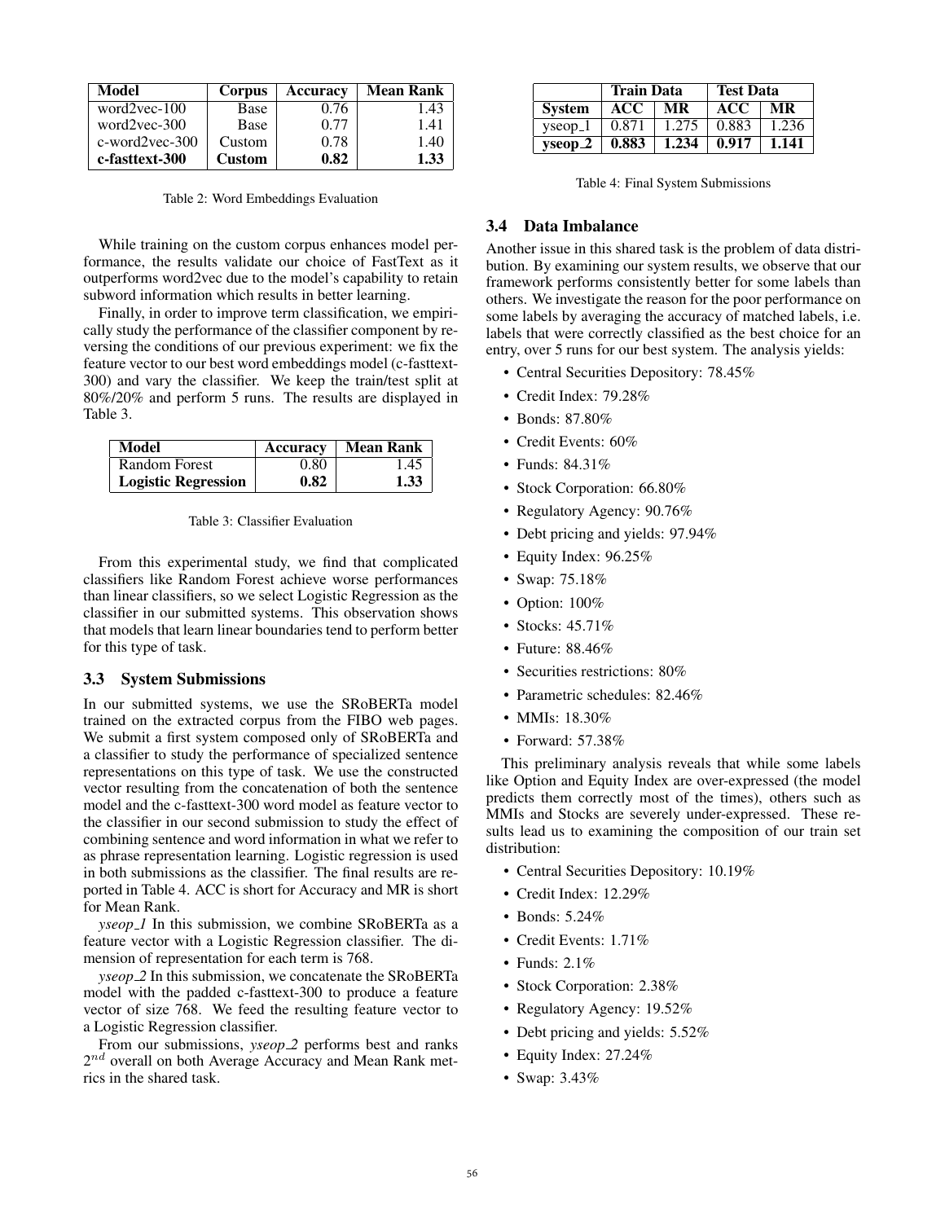| Model | Corpus | Accuracy | Mean Rank |
|---|---|---|---|
| word2vec-100 | Base | 0.76 | 1.43 |
| word2vec-300 | Base | 0.77 | 1.41 |
| c-word2vec-300 | Custom | 0.78 | 1.40 |
| **c-fasttext-300** | **Custom** | **0.82** | **1.33** |

Table 2: Word Embeddings Evaluation

While training on the custom corpus enhances model performance, the results validate our choice of FastText as it outperforms word2vec due to the model's capability to retain subword information which results in better learning.

Finally, in order to improve term classification, we empirically study the performance of the classifier component by reversing the conditions of our previous experiment: we fix the feature vector to our best word embeddings model (c-fasttext-300) and vary the classifier. We keep the train/test split at 80%/20% and perform 5 runs. The results are displayed in Table 3.

| Model | Accuracy | Mean Rank |
|---|---|---|
| Random Forest | 0.80 | 1.45 |
| **Logistic Regression** | **0.82** | **1.33** |

Table 3: Classifier Evaluation

From this experimental study, we find that complicated classifiers like Random Forest achieve worse performances than linear classifiers, so we select Logistic Regression as the classifier in our submitted systems. This observation shows that models that learn linear boundaries tend to perform better for this type of task.

### 3.3 System Submissions

In our submitted systems, we use the SRoBERTa model trained on the extracted corpus from the FIBO web pages. We submit a first system composed only of SRoBERTa and a classifier to study the performance of specialized sentence representations on this type of task. We use the constructed vector resulting from the concatenation of both the sentence model and the c-fasttext-300 word model as feature vector to the classifier in our second submission to study the effect of combining sentence and word information in what we refer to as phrase representation learning. Logistic regression is used in both submissions as the classifier. The final results are reported in Table 4. ACC is short for Accuracy and MR is short for Mean Rank.

*yseop_1* In this submission, we combine SRoBERTa as a feature vector with a Logistic Regression classifier. The dimension of representation for each term is 768.

*yseop_2* In this submission, we concatenate the SRoBERTa model with the padded c-fasttext-300 to produce a feature vector of size 768. We feed the resulting feature vector to a Logistic Regression classifier.

From our submissions, *yseop_2* performs best and ranks $2^{nd}$ overall on both Average Accuracy and Mean Rank metrics in the shared task.

| | Train Data | | Test Data | |
|---|---|---|---|---|
| **System** | **ACC** | **MR** | **ACC** | **MR** |
| yseop_1 | 0.871 | 1.275 | 0.883 | 1.236 |
| **yseop_2** | **0.883** | **1.234** | **0.917** | **1.141** |

Table 4: Final System Submissions

### 3.4 Data Imbalance

Another issue in this shared task is the problem of data distribution. By examining our system results, we observe that our framework performs consistently better for some labels than others. We investigate the reason for the poor performance on some labels by averaging the accuracy of matched labels, i.e. labels that were correctly classified as the best choice for an entry, over 5 runs for our best system. The analysis yields:

- Central Securities Depository: 78.45%
- Credit Index: 79.28%
- Bonds: 87.80%
- Credit Events: 60%
- Funds: 84.31%
- Stock Corporation: 66.80%
- Regulatory Agency: 90.76%
- Debt pricing and yields: 97.94%
- Equity Index: 96.25%
- Swap: 75.18%
- Option: 100%
- Stocks: 45.71%
- Future: 88.46%
- Securities restrictions: 80%
- Parametric schedules: 82.46%
- MMIs: 18.30%
- Forward: 57.38%

This preliminary analysis reveals that while some labels like Option and Equity Index are over-expressed (the model predicts them correctly most of the times), others such as MMIs and Stocks are severely under-expressed. These results lead us to examining the composition of our train set distribution:

- Central Securities Depository: 10.19%
- Credit Index: 12.29%
- Bonds: 5.24%
- Credit Events: 1.71%
- Funds: 2.1%
- Stock Corporation: 2.38%
- Regulatory Agency: 19.52%
- Debt pricing and yields: 5.52%
- Equity Index: 27.24%
- Swap: 3.43%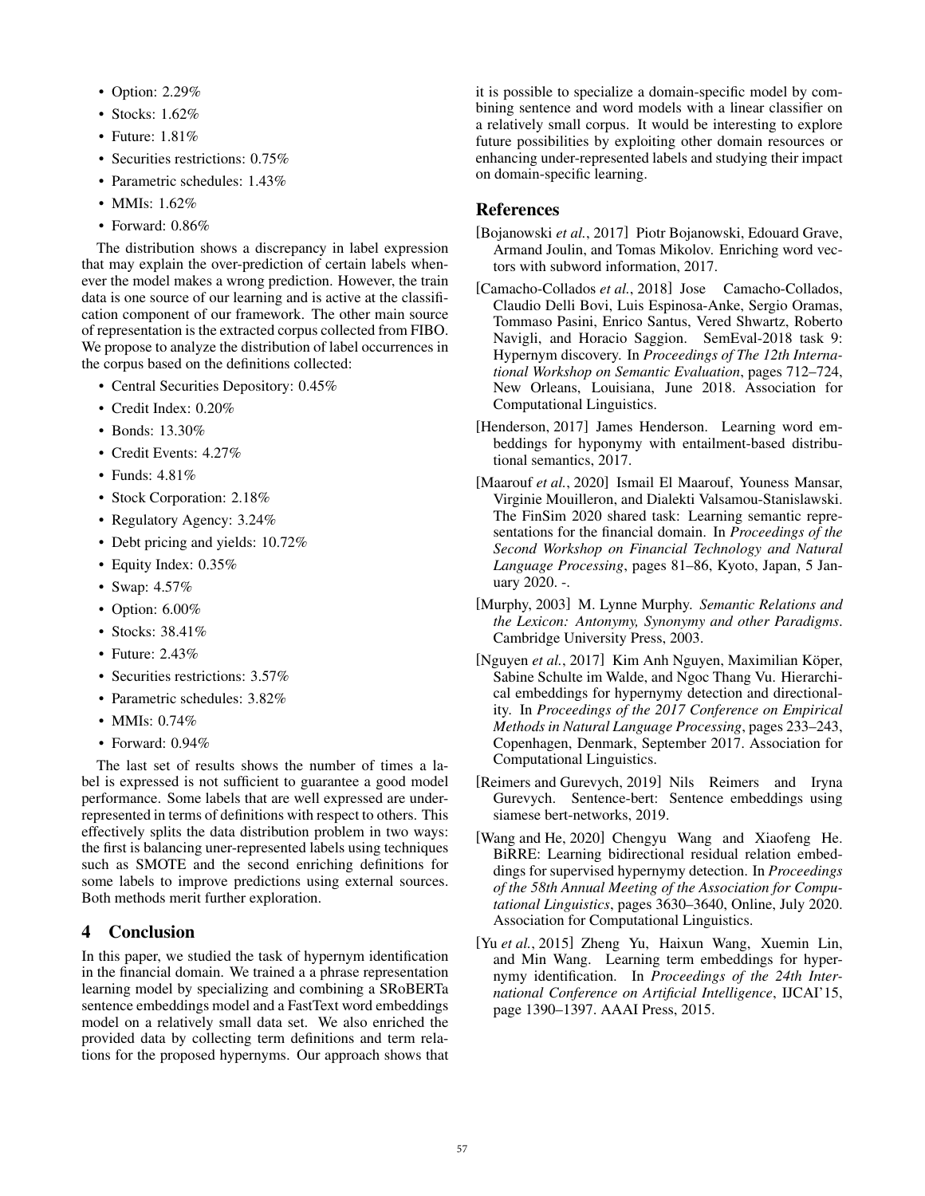- Option: 2.29%
- Stocks: 1.62%
- Future: 1.81%
- Securities restrictions: 0.75%
- Parametric schedules: 1.43%
- MMIs: 1.62%
- Forward: 0.86%

The distribution shows a discrepancy in label expression that may explain the over-prediction of certain labels whenever the model makes a wrong prediction. However, the train data is one source of our learning and is active at the classification component of our framework. The other main source of representation is the extracted corpus collected from FIBO. We propose to analyze the distribution of label occurrences in the corpus based on the definitions collected:

- Central Securities Depository: 0.45%
- Credit Index: 0.20%
- Bonds: 13.30%
- Credit Events: 4.27%
- Funds: 4.81%
- Stock Corporation: 2.18%
- Regulatory Agency: 3.24%
- Debt pricing and yields: 10.72%
- Equity Index: 0.35%
- Swap: 4.57%
- Option: 6.00%
- Stocks: 38.41%
- Future: 2.43%
- Securities restrictions: 3.57%
- Parametric schedules: 3.82%
- MMIs: 0.74%
- Forward: 0.94%

The last set of results shows the number of times a label is expressed is not sufficient to guarantee a good model performance. Some labels that are well expressed are under-represented in terms of definitions with respect to others. This effectively splits the data distribution problem in two ways: the first is balancing uner-represented labels using techniques such as SMOTE and the second enriching definitions for some labels to improve predictions using external sources. Both methods merit further exploration.

## 4 Conclusion

In this paper, we studied the task of hypernym identification in the financial domain. We trained a a phrase representation learning model by specializing and combining a SRoBERTa sentence embeddings model and a FastText word embeddings model on a relatively small data set. We also enriched the provided data by collecting term definitions and term relations for the proposed hypernyms. Our approach shows that it is possible to specialize a domain-specific model by combining sentence and word models with a linear classifier on a relatively small corpus. It would be interesting to explore future possibilities by exploiting other domain resources or enhancing under-represented labels and studying their impact on domain-specific learning.

## References

[Bojanowski *et al.*, 2017] Piotr Bojanowski, Edouard Grave, Armand Joulin, and Tomas Mikolov. Enriching word vectors with subword information, 2017.

[Camacho-Collados *et al.*, 2018] Jose Camacho-Collados, Claudio Delli Bovi, Luis Espinosa-Anke, Sergio Oramas, Tommaso Pasini, Enrico Santus, Vered Shwartz, Roberto Navigli, and Horacio Saggion. SemEval-2018 task 9: Hypernym discovery. In *Proceedings of The 12th International Workshop on Semantic Evaluation*, pages 712–724, New Orleans, Louisiana, June 2018. Association for Computational Linguistics.

[Henderson, 2017] James Henderson. Learning word embeddings for hyponymy with entailment-based distributional semantics, 2017.

[Maarouf *et al.*, 2020] Ismail El Maarouf, Youness Mansar, Virginie Mouilleron, and Dialekti Valsamou-Stanislawski. The FinSim 2020 shared task: Learning semantic representations for the financial domain. In *Proceedings of the Second Workshop on Financial Technology and Natural Language Processing*, pages 81–86, Kyoto, Japan, 5 January 2020. -.

[Murphy, 2003] M. Lynne Murphy. *Semantic Relations and the Lexicon: Antonymy, Synonymy and other Paradigms*. Cambridge University Press, 2003.

[Nguyen *et al.*, 2017] Kim Anh Nguyen, Maximilian Köper, Sabine Schulte im Walde, and Ngoc Thang Vu. Hierarchical embeddings for hypernymy detection and directionality. In *Proceedings of the 2017 Conference on Empirical Methods in Natural Language Processing*, pages 233–243, Copenhagen, Denmark, September 2017. Association for Computational Linguistics.

[Reimers and Gurevych, 2019] Nils Reimers and Iryna Gurevych. Sentence-bert: Sentence embeddings using siamese bert-networks, 2019.

[Wang and He, 2020] Chengyu Wang and Xiaofeng He. BiRRE: Learning bidirectional residual relation embeddings for supervised hypernymy detection. In *Proceedings of the 58th Annual Meeting of the Association for Computational Linguistics*, pages 3630–3640, Online, July 2020. Association for Computational Linguistics.

[Yu *et al.*, 2015] Zheng Yu, Haixun Wang, Xuemin Lin, and Min Wang. Learning term embeddings for hypernymy identification. In *Proceedings of the 24th International Conference on Artificial Intelligence*, IJCAI'15, page 1390–1397. AAAI Press, 2015.